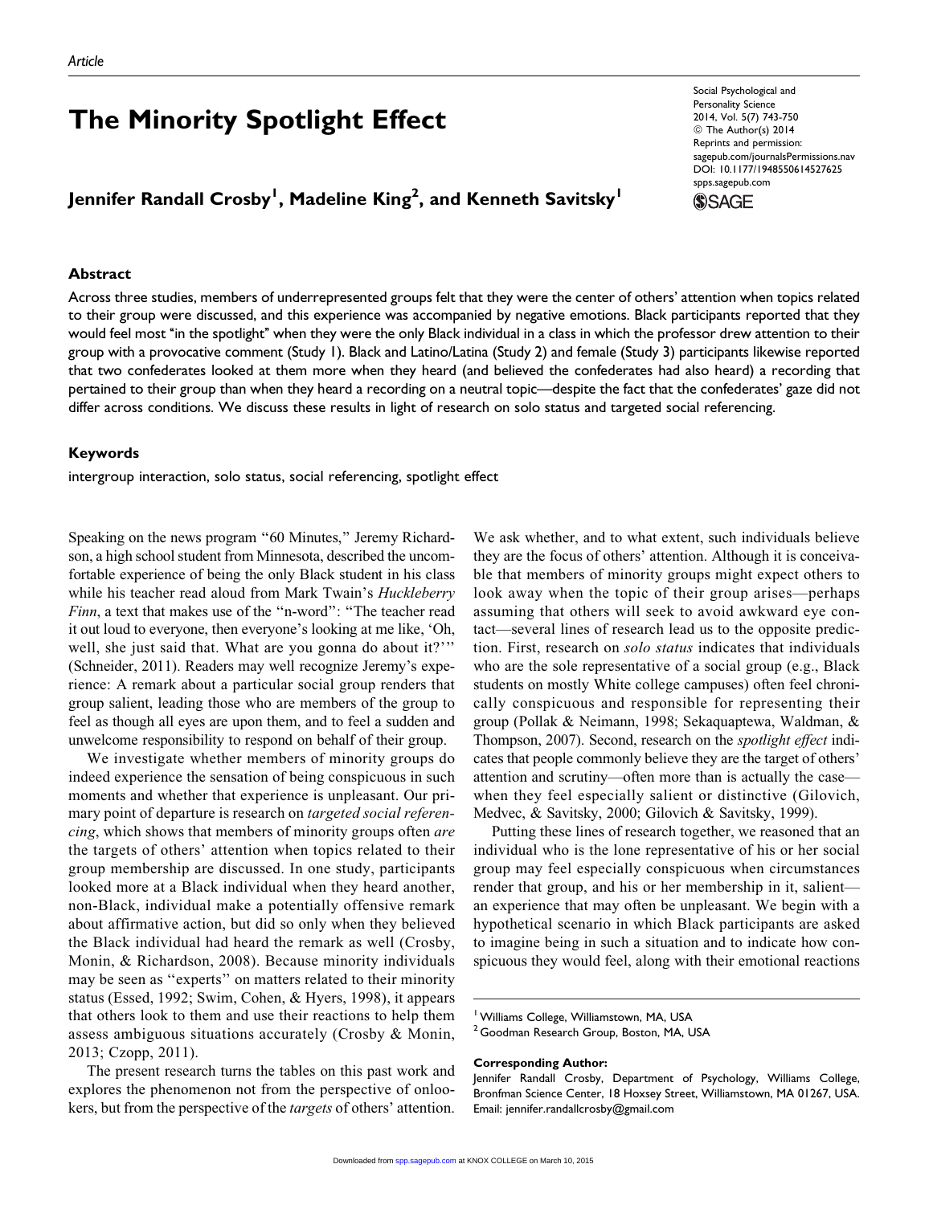Article

# The Minority Spotlight Effect

**Jennifer Randall Crosby[1], Madeline King[2], and Kenneth Savitsky[1]**

## Abstract

Across three studies, members of underrepresented groups felt that they were the center of others' attention when topics related to their group were discussed, and this experience was accompanied by negative emotions. Black participants reported that they would feel most "in the spotlight" when they were the only Black individual in a class in which the professor drew attention to their group with a provocative comment (Study 1). Black and Latino/Latina (Study 2) and female (Study 3) participants likewise reported that two confederates looked at them more when they heard (and believed the confederates had also heard) a recording that pertained to their group than when they heard a recording on a neutral topic—despite the fact that the confederates' gaze did not differ across conditions. We discuss these results in light of research on solo status and targeted social referencing.

## Keywords

intergroup interaction, solo status, social referencing, spotlight effect

Speaking on the news program "60 Minutes," Jeremy Richardson, a high school student from Minnesota, described the uncomfortable experience of being the only Black student in his class while his teacher read aloud from Mark Twain's *Huckleberry Finn*, a text that makes use of the "n-word": "The teacher read it out loud to everyone, then everyone's looking at me like, 'Oh, well, she just said that. What are you gonna do about it?'" (Schneider, 2011). Readers may well recognize Jeremy's experience: A remark about a particular social group renders that group salient, leading those who are members of the group to feel as though all eyes are upon them, and to feel a sudden and unwelcome responsibility to respond on behalf of their group.

We investigate whether members of minority groups do indeed experience the sensation of being conspicuous in such moments and whether that experience is unpleasant. Our primary point of departure is research on *targeted social referencing*, which shows that members of minority groups often *are* the targets of others' attention when topics related to their group membership are discussed. In one study, participants looked more at a Black individual when they heard another, non-Black, individual make a potentially offensive remark about affirmative action, but did so only when they believed the Black individual had heard the remark as well (Crosby, Monin, & Richardson, 2008). Because minority individuals may be seen as "experts" on matters related to their minority status (Essed, 1992; Swim, Cohen, & Hyers, 1998), it appears that others look to them and use their reactions to help them assess ambiguous situations accurately (Crosby & Monin, 2013; Czopp, 2011).

The present research turns the tables on this past work and explores the phenomenon not from the perspective of onlookers, but from the perspective of the *targets* of others' attention. We ask whether, and to what extent, such individuals believe they are the focus of others' attention. Although it is conceivable that members of minority groups might expect others to look away when the topic of their group arises—perhaps assuming that others will seek to avoid awkward eye contact—several lines of research lead us to the opposite prediction. First, research on *solo status* indicates that individuals who are the sole representative of a social group (e.g., Black students on mostly White college campuses) often feel chronically conspicuous and responsible for representing their group (Pollak & Neimann, 1998; Sekaquaptewa, Waldman, & Thompson, 2007). Second, research on the *spotlight effect* indicates that people commonly believe they are the target of others' attention and scrutiny—often more than is actually the case—when they feel especially salient or distinctive (Gilovich, Medvec, & Savitsky, 2000; Gilovich & Savitsky, 1999).

Putting these lines of research together, we reasoned that an individual who is the lone representative of his or her social group may feel especially conspicuous when circumstances render that group, and his or her membership in it, salient—an experience that may often be unpleasant. We begin with a hypothetical scenario in which Black participants are asked to imagine being in such a situation and to indicate how conspicuous they would feel, along with their emotional reactions

[1] Williams College, Williamstown, MA, USA
[2] Goodman Research Group, Boston, MA, USA

**Corresponding Author:**
Jennifer Randall Crosby, Department of Psychology, Williams College, Bronfman Science Center, 18 Hoxsey Street, Williamstown, MA 01267, USA.
Email: jennifer.randallcrosby@gmail.com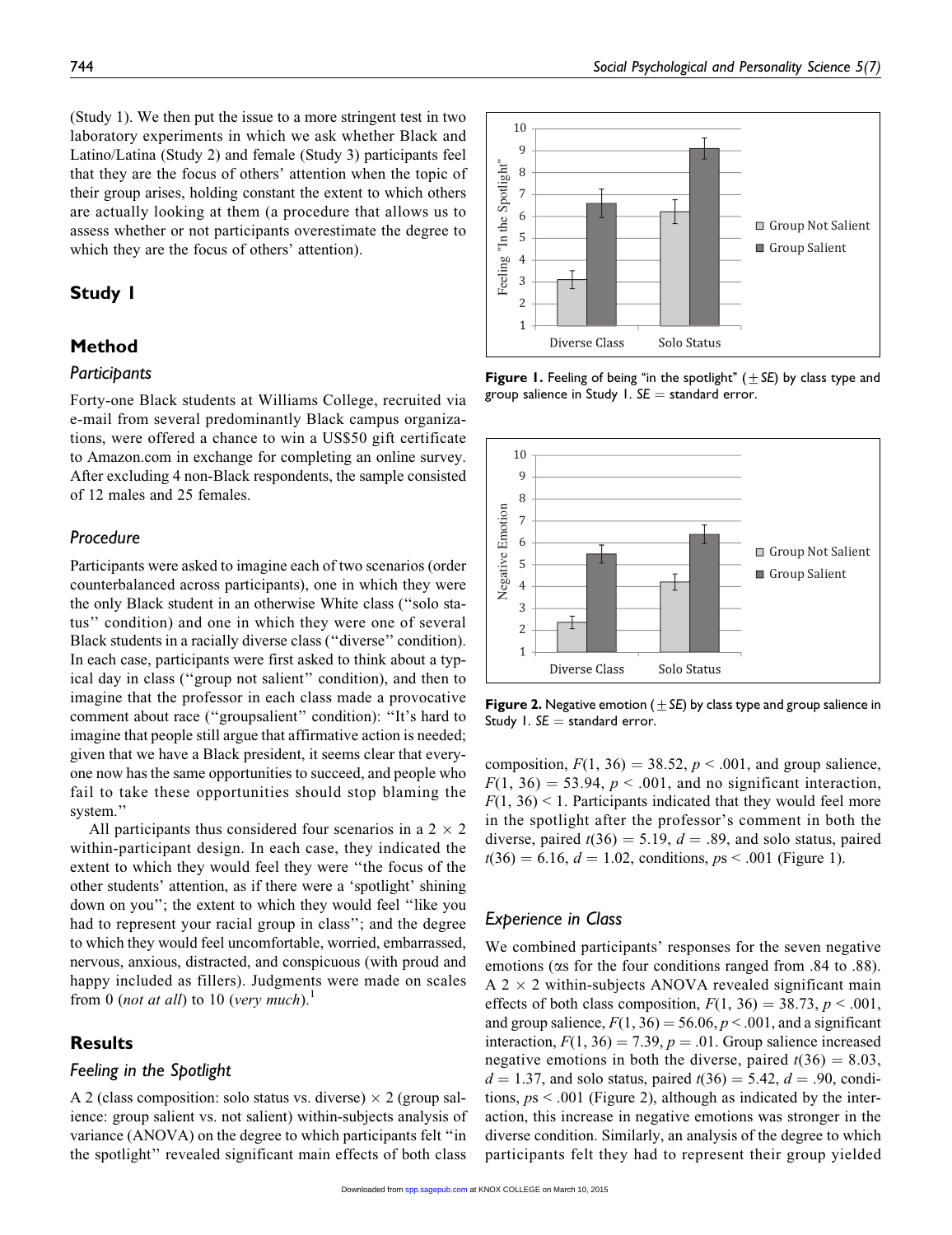(Study 1). We then put the issue to a more stringent test in two laboratory experiments in which we ask whether Black and Latino/Latina (Study 2) and female (Study 3) participants feel that they are the focus of others' attention when the topic of their group arises, holding constant the extent to which others are actually looking at them (a procedure that allows us to assess whether or not participants overestimate the degree to which they are the focus of others' attention).

## Study 1

## Method

### *Participants*

Forty-one Black students at Williams College, recruited via e-mail from several predominantly Black campus organizations, were offered a chance to win a US$50 gift certificate to Amazon.com in exchange for completing an online survey. After excluding 4 non-Black respondents, the sample consisted of 12 males and 25 females.

### *Procedure*

Participants were asked to imagine each of two scenarios (order counterbalanced across participants), one in which they were the only Black student in an otherwise White class (''solo status'' condition) and one in which they were one of several Black students in a racially diverse class (''diverse'' condition). In each case, participants were first asked to think about a typical day in class (''group not salient'' condition), and then to imagine that the professor in each class made a provocative comment about race (''groupsalient'' condition): ''It's hard to imagine that people still argue that affirmative action is needed; given that we have a Black president, it seems clear that everyone now has the same opportunities to succeed, and people who fail to take these opportunities should stop blaming the system.''

All participants thus considered four scenarios in a $2 \times 2$ within-participant design. In each case, they indicated the extent to which they would feel they were ''the focus of the other students' attention, as if there were a 'spotlight' shining down on you''; the extent to which they would feel ''like you had to represent your racial group in class''; and the degree to which they would feel uncomfortable, worried, embarrassed, nervous, anxious, distracted, and conspicuous (with proud and happy included as fillers). Judgments were made on scales from 0 (*not at all*) to 10 (*very much*).[1]

## Results

### *Feeling in the Spotlight*

A 2 (class composition: solo status vs. diverse) $\times$ 2 (group salience: group salient vs. not salient) within-subjects analysis of variance (ANOVA) on the degree to which participants felt ''in the spotlight'' revealed significant main effects of both class composition, $F(1, 36) = 38.52$, $p < .001$, and group salience, $F(1, 36) = 53.94$, $p < .001$, and no significant interaction, $F(1, 36) < 1$. Participants indicated that they would feel more in the spotlight after the professor's comment in both the diverse, paired $t(36) = 5.19$, $d = .89$, and solo status, paired $t(36) = 6.16$, $d = 1.02$, conditions, $p\text{s} < .001$ (Figure 1).

**Figure 1.** Feeling of being ''in the spotlight'' ($\pm$ *SE*) by class type and group salience in Study 1. *SE* = standard error.

**Figure 2.** Negative emotion ($\pm$ *SE*) by class type and group salience in Study 1. *SE* = standard error.

### *Experience in Class*

We combined participants' responses for the seven negative emotions ($\alpha$s for the four conditions ranged from .84 to .88). A $2 \times 2$ within-subjects ANOVA revealed significant main effects of both class composition, $F(1, 36) = 38.73$, $p < .001$, and group salience, $F(1, 36) = 56.06$, $p < .001$, and a significant interaction, $F(1, 36) = 7.39$, $p = .01$. Group salience increased negative emotions in both the diverse, paired $t(36) = 8.03$, $d = 1.37$, and solo status, paired $t(36) = 5.42$, $d = .90$, conditions, $p\text{s} < .001$ (Figure 2), although as indicated by the interaction, this increase in negative emotions was stronger in the diverse condition. Similarly, an analysis of the degree to which participants felt they had to represent their group yielded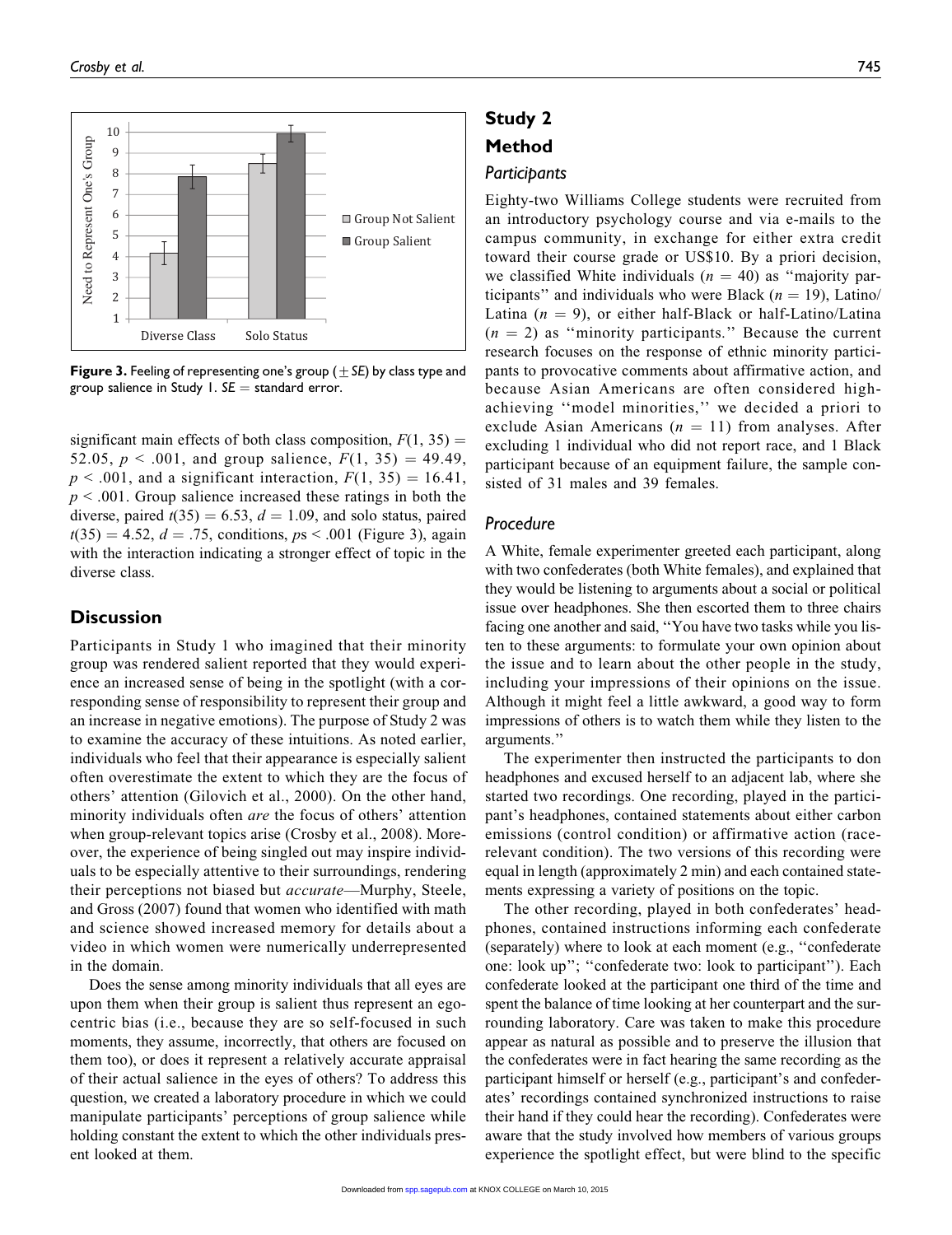Figure 3. Feeling of representing one's group ($\pm$ *SE*) by class type and group salience in Study 1. *SE* = standard error.

significant main effects of both class composition, $F(1, 35) = 52.05$, $p < .001$, and group salience, $F(1, 35) = 49.49$, $p < .001$, and a significant interaction, $F(1, 35) = 16.41$, $p < .001$. Group salience increased these ratings in both the diverse, paired $t(35) = 6.53$, $d = 1.09$, and solo status, paired $t(35) = 4.52$, $d = .75$, conditions, $ps < .001$ (Figure 3), again with the interaction indicating a stronger effect of topic in the diverse class.

## Discussion

Participants in Study 1 who imagined that their minority group was rendered salient reported that they would experience an increased sense of being in the spotlight (with a corresponding sense of responsibility to represent their group and an increase in negative emotions). The purpose of Study 2 was to examine the accuracy of these intuitions. As noted earlier, individuals who feel that their appearance is especially salient often overestimate the extent to which they are the focus of others' attention (Gilovich et al., 2000). On the other hand, minority individuals often *are* the focus of others' attention when group-relevant topics arise (Crosby et al., 2008). Moreover, the experience of being singled out may inspire individuals to be especially attentive to their surroundings, rendering their perceptions not biased but *accurate*—Murphy, Steele, and Gross (2007) found that women who identified with math and science showed increased memory for details about a video in which women were numerically underrepresented in the domain.

Does the sense among minority individuals that all eyes are upon them when their group is salient thus represent an egocentric bias (i.e., because they are so self-focused in such moments, they assume, incorrectly, that others are focused on them too), or does it represent a relatively accurate appraisal of their actual salience in the eyes of others? To address this question, we created a laboratory procedure in which we could manipulate participants' perceptions of group salience while holding constant the extent to which the other individuals present looked at them.

# Study 2

## Method

### Participants

Eighty-two Williams College students were recruited from an introductory psychology course and via e-mails to the campus community, in exchange for either extra credit toward their course grade or US$10. By a priori decision, we classified White individuals ($n = 40$) as "majority participants" and individuals who were Black ($n = 19$), Latino/Latina ($n = 9$), or either half-Black or half-Latino/Latina ($n = 2$) as "minority participants." Because the current research focuses on the response of ethnic minority participants to provocative comments about affirmative action, and because Asian Americans are often considered high-achieving "model minorities," we decided a priori to exclude Asian Americans ($n = 11$) from analyses. After excluding 1 individual who did not report race, and 1 Black participant because of an equipment failure, the sample consisted of 31 males and 39 females.

### Procedure

A White, female experimenter greeted each participant, along with two confederates (both White females), and explained that they would be listening to arguments about a social or political issue over headphones. She then escorted them to three chairs facing one another and said, "You have two tasks while you listen to these arguments: to formulate your own opinion about the issue and to learn about the other people in the study, including your impressions of their opinions on the issue. Although it might feel a little awkward, a good way to form impressions of others is to watch them while they listen to the arguments."

The experimenter then instructed the participants to don headphones and excused herself to an adjacent lab, where she started two recordings. One recording, played in the participant's headphones, contained statements about either carbon emissions (control condition) or affirmative action (race-relevant condition). The two versions of this recording were equal in length (approximately 2 min) and each contained statements expressing a variety of positions on the topic.

The other recording, played in both confederates' headphones, contained instructions informing each confederate (separately) where to look at each moment (e.g., "confederate one: look up"; "confederate two: look to participant"). Each confederate looked at the participant one third of the time and spent the balance of time looking at her counterpart and the surrounding laboratory. Care was taken to make this procedure appear as natural as possible and to preserve the illusion that the confederates were in fact hearing the same recording as the participant himself or herself (e.g., participant's and confederates' recordings contained synchronized instructions to raise their hand if they could hear the recording). Confederates were aware that the study involved how members of various groups experience the spotlight effect, but were blind to the specific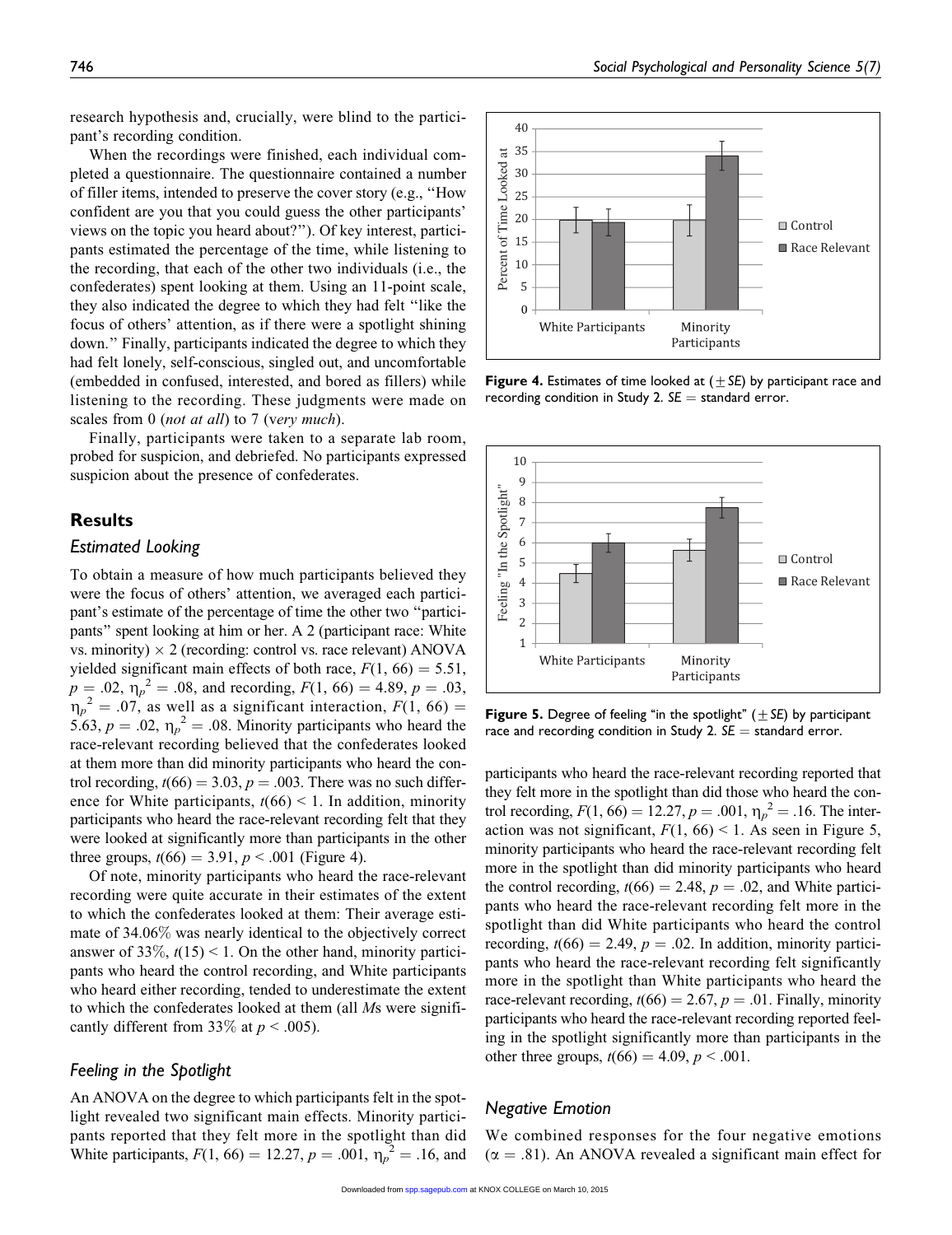research hypothesis and, crucially, were blind to the participant's recording condition.

When the recordings were finished, each individual completed a questionnaire. The questionnaire contained a number of filler items, intended to preserve the cover story (e.g., "How confident are you that you could guess the other participants' views on the topic you heard about?"). Of key interest, participants estimated the percentage of the time, while listening to the recording, that each of the other two individuals (i.e., the confederates) spent looking at them. Using an 11-point scale, they also indicated the degree to which they had felt "like the focus of others' attention, as if there were a spotlight shining down." Finally, participants indicated the degree to which they had felt lonely, self-conscious, singled out, and uncomfortable (embedded in confused, interested, and bored as fillers) while listening to the recording. These judgments were made on scales from 0 (*not at all*) to 7 (*very much*).

Finally, participants were taken to a separate lab room, probed for suspicion, and debriefed. No participants expressed suspicion about the presence of confederates.

## Results

### Estimated Looking

To obtain a measure of how much participants believed they were the focus of others' attention, we averaged each participant's estimate of the percentage of time the other two "participants" spent looking at him or her. A 2 (participant race: White vs. minority) × 2 (recording: control vs. race relevant) ANOVA yielded significant main effects of both race, $F(1, 66) = 5.51$, $p = .02$, $\eta_p^2 = .08$, and recording, $F(1, 66) = 4.89$, $p = .03$, $\eta_p^2 = .07$, as well as a significant interaction, $F(1, 66) = 5.63$, $p = .02$, $\eta_p^2 = .08$. Minority participants who heard the race-relevant recording believed that the confederates looked at them more than did minority participants who heard the control recording, $t(66) = 3.03$, $p = .003$. There was no such difference for White participants, $t(66) < 1$. In addition, minority participants who heard the race-relevant recording felt that they were looked at significantly more than participants in the other three groups, $t(66) = 3.91$, $p < .001$ (Figure 4).

Of note, minority participants who heard the race-relevant recording were quite accurate in their estimates of the extent to which the confederates looked at them: Their average estimate of 34.06% was nearly identical to the objectively correct answer of 33%, $t(15) < 1$. On the other hand, minority participants who heard the control recording, and White participants who heard either recording, tended to underestimate the extent to which the confederates looked at them (all *M*s were significantly different from 33% at $p < .005$).

### Feeling in the Spotlight

An ANOVA on the degree to which participants felt in the spotlight revealed two significant main effects. Minority participants reported that they felt more in the spotlight than did White participants, $F(1, 66) = 12.27$, $p = .001$, $\eta_p^2 = .16$, and participants who heard the race-relevant recording reported that they felt more in the spotlight than did those who heard the control recording, $F(1, 66) = 12.27$, $p = .001$, $\eta_p^2 = .16$. The interaction was not significant, $F(1, 66) < 1$. As seen in Figure 5, minority participants who heard the race-relevant recording felt more in the spotlight than did minority participants who heard the control recording, $t(66) = 2.48$, $p = .02$, and White participants who heard the race-relevant recording felt more in the spotlight than did White participants who heard the control recording, $t(66) = 2.49$, $p = .02$. In addition, minority participants who heard the race-relevant recording felt significantly more in the spotlight than White participants who heard the race-relevant recording, $t(66) = 2.67$, $p = .01$. Finally, minority participants who heard the race-relevant recording reported feeling in the spotlight significantly more than participants in the other three groups, $t(66) = 4.09$, $p < .001$.

**Figure 4.** Estimates of time looked at ($\pm$ *SE*) by participant race and recording condition in Study 2. *SE* = standard error.

**Figure 5.** Degree of feeling "in the spotlight" ($\pm$ *SE*) by participant race and recording condition in Study 2. *SE* = standard error.

### Negative Emotion

We combined responses for the four negative emotions ($\alpha = .81$). An ANOVA revealed a significant main effect for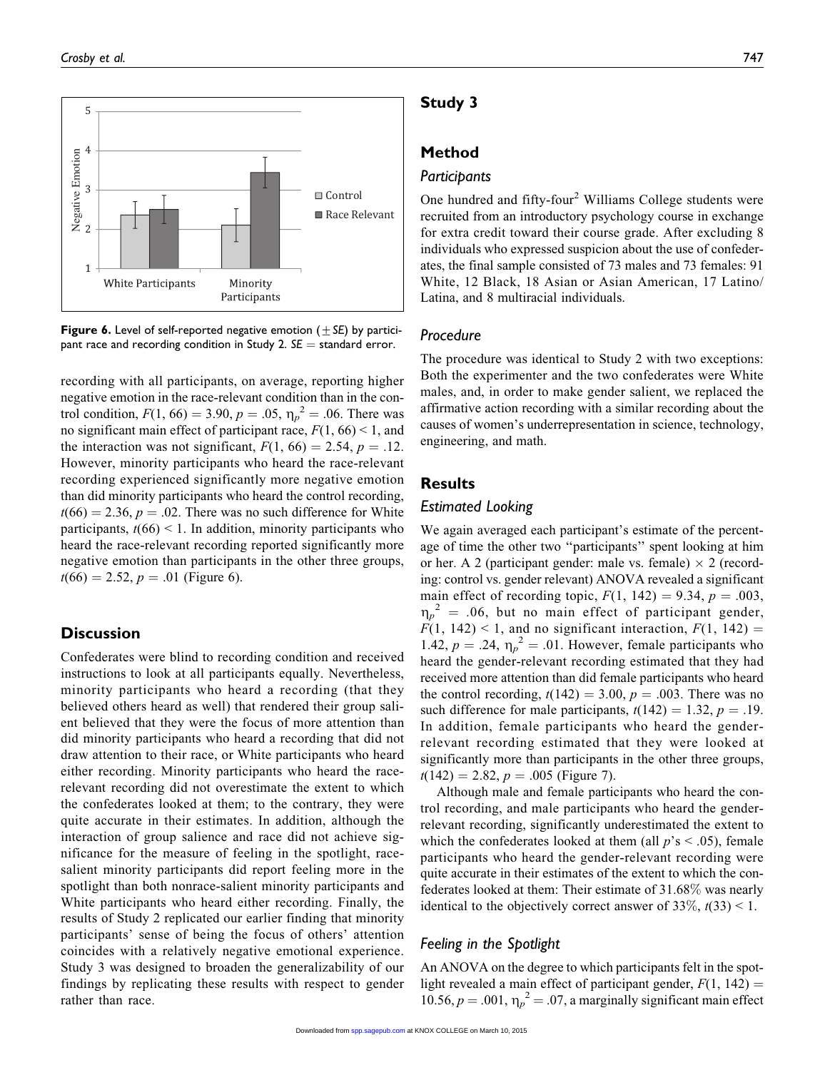Figure 6. Level of self-reported negative emotion ($\pm SE$) by participant race and recording condition in Study 2. $SE$ = standard error.

recording with all participants, on average, reporting higher negative emotion in the race-relevant condition than in the control condition, $F(1, 66) = 3.90$, $p = .05$, $\eta_p^2 = .06$. There was no significant main effect of participant race, $F(1, 66) < 1$, and the interaction was not significant, $F(1, 66) = 2.54$, $p = .12$. However, minority participants who heard the race-relevant recording experienced significantly more negative emotion than did minority participants who heard the control recording, $t(66) = 2.36$, $p = .02$. There was no such difference for White participants, $t(66) < 1$. In addition, minority participants who heard the race-relevant recording reported significantly more negative emotion than participants in the other three groups, $t(66) = 2.52$, $p = .01$ (Figure 6).

## Discussion

Confederates were blind to recording condition and received instructions to look at all participants equally. Nevertheless, minority participants who heard a recording (that they believed others heard as well) that rendered their group salient believed that they were the focus of more attention than did minority participants who heard a recording that did not draw attention to their race, or White participants who heard either recording. Minority participants who heard the race-relevant recording did not overestimate the extent to which the confederates looked at them; to the contrary, they were quite accurate in their estimates. In addition, although the interaction of group salience and race did not achieve significance for the measure of feeling in the spotlight, race-salient minority participants did report feeling more in the spotlight than both nonrace-salient minority participants and White participants who heard either recording. Finally, the results of Study 2 replicated our earlier finding that minority participants' sense of being the focus of others' attention coincides with a relatively negative emotional experience. Study 3 was designed to broaden the generalizability of our findings by replicating these results with respect to gender rather than race.

# Study 3

## Method

### Participants

One hundred and fifty-four[2] Williams College students were recruited from an introductory psychology course in exchange for extra credit toward their course grade. After excluding 8 individuals who expressed suspicion about the use of confederates, the final sample consisted of 73 males and 73 females: 91 White, 12 Black, 18 Asian or Asian American, 17 Latino/Latina, and 8 multiracial individuals.

### Procedure

The procedure was identical to Study 2 with two exceptions: Both the experimenter and the two confederates were White males, and, in order to make gender salient, we replaced the affirmative action recording with a similar recording about the causes of women's underrepresentation in science, technology, engineering, and math.

## Results

### Estimated Looking

We again averaged each participant's estimate of the percentage of time the other two "participants" spent looking at him or her. A 2 (participant gender: male vs. female) × 2 (recording: control vs. gender relevant) ANOVA revealed a significant main effect of recording topic, $F(1, 142) = 9.34$, $p = .003$, $\eta_p^2 = .06$, but no main effect of participant gender, $F(1, 142) < 1$, and no significant interaction, $F(1, 142) = 1.42$, $p = .24$, $\eta_p^2 = .01$. However, female participants who heard the gender-relevant recording estimated that they had received more attention than did female participants who heard the control recording, $t(142) = 3.00$, $p = .003$. There was no such difference for male participants, $t(142) = 1.32$, $p = .19$. In addition, female participants who heard the gender-relevant recording estimated that they were looked at significantly more than participants in the other three groups, $t(142) = 2.82$, $p = .005$ (Figure 7).

Although male and female participants who heard the control recording, and male participants who heard the gender-relevant recording, significantly underestimated the extent to which the confederates looked at them (all $p$'s < .05), female participants who heard the gender-relevant recording were quite accurate in their estimates of the extent to which the confederates looked at them: Their estimate of 31.68% was nearly identical to the objectively correct answer of 33%, $t(33) < 1$.

### Feeling in the Spotlight

An ANOVA on the degree to which participants felt in the spotlight revealed a main effect of participant gender, $F(1, 142) = 10.56$, $p = .001$, $\eta_p^2 = .07$, a marginally significant main effect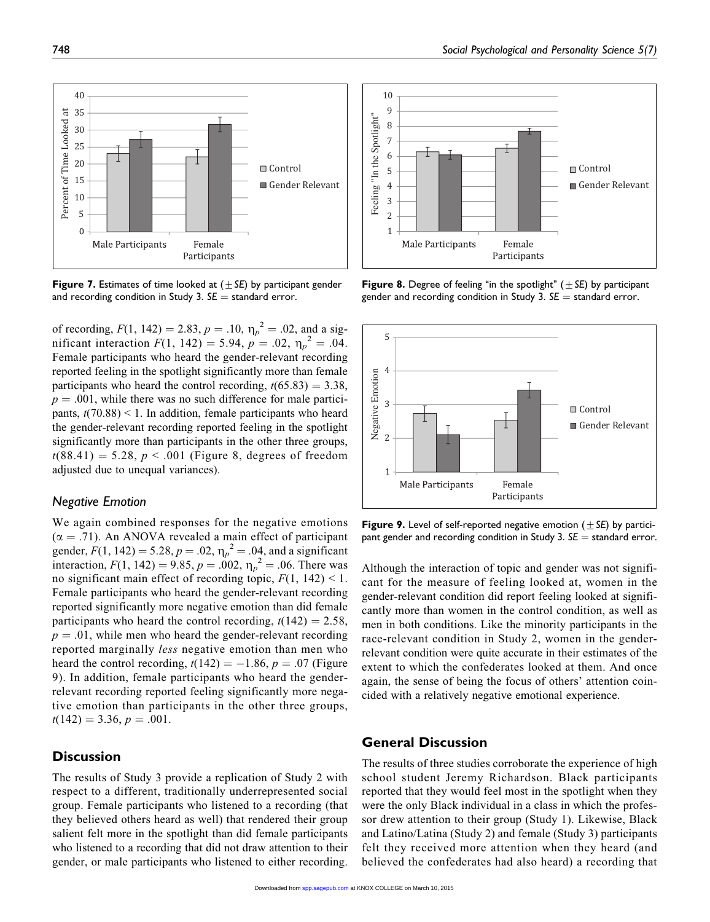**Figure 7.** Estimates of time looked at ($\pm$ *SE*) by participant gender and recording condition in Study 3. *SE* = standard error.

**Figure 8.** Degree of feeling "in the spotlight" ($\pm$ *SE*) by participant gender and recording condition in Study 3. *SE* = standard error.

of recording, $F(1, 142) = 2.83$, $p = .10$, $\eta_p^2 = .02$, and a significant interaction $F(1, 142) = 5.94$, $p = .02$, $\eta_p^2 = .04$. Female participants who heard the gender-relevant recording reported feeling in the spotlight significantly more than female participants who heard the control recording, $t(65.83) = 3.38$, $p = .001$, while there was no such difference for male participants, $t(70.88) < 1$. In addition, female participants who heard the gender-relevant recording reported feeling in the spotlight significantly more than participants in the other three groups, $t(88.41) = 5.28$, $p < .001$ (Figure 8, degrees of freedom adjusted due to unequal variances).

### Negative Emotion

We again combined responses for the negative emotions ($\alpha = .71$). An ANOVA revealed a main effect of participant gender, $F(1, 142) = 5.28$, $p = .02$, $\eta_p^2 = .04$, and a significant interaction, $F(1, 142) = 9.85$, $p = .002$, $\eta_p^2 = .06$. There was no significant main effect of recording topic, $F(1, 142) < 1$. Female participants who heard the gender-relevant recording reported significantly more negative emotion than did female participants who heard the control recording, $t(142) = 2.58$, $p = .01$, while men who heard the gender-relevant recording reported marginally *less* negative emotion than men who heard the control recording, $t(142) = -1.86$, $p = .07$ (Figure 9). In addition, female participants who heard the gender-relevant recording reported feeling significantly more negative emotion than participants in the other three groups, $t(142) = 3.36$, $p = .001$.

**Figure 9.** Level of self-reported negative emotion ($\pm$ *SE*) by participant gender and recording condition in Study 3. *SE* = standard error.

Although the interaction of topic and gender was not significant for the measure of feeling looked at, women in the gender-relevant condition did report feeling looked at significantly more than women in the control condition, as well as men in both conditions. Like the minority participants in the race-relevant condition in Study 2, women in the gender-relevant condition were quite accurate in their estimates of the extent to which the confederates looked at them. And once again, the sense of being the focus of others' attention coincided with a relatively negative emotional experience.

## Discussion

The results of Study 3 provide a replication of Study 2 with respect to a different, traditionally underrepresented social group. Female participants who listened to a recording (that they believed others heard as well) that rendered their group salient felt more in the spotlight than did female participants who listened to a recording that did not draw attention to their gender, or male participants who listened to either recording.

## General Discussion

The results of three studies corroborate the experience of high school student Jeremy Richardson. Black participants reported that they would feel most in the spotlight when they were the only Black individual in a class in which the professor drew attention to their group (Study 1). Likewise, Black and Latino/Latina (Study 2) and female (Study 3) participants felt they received more attention when they heard (and believed the confederates had also heard) a recording that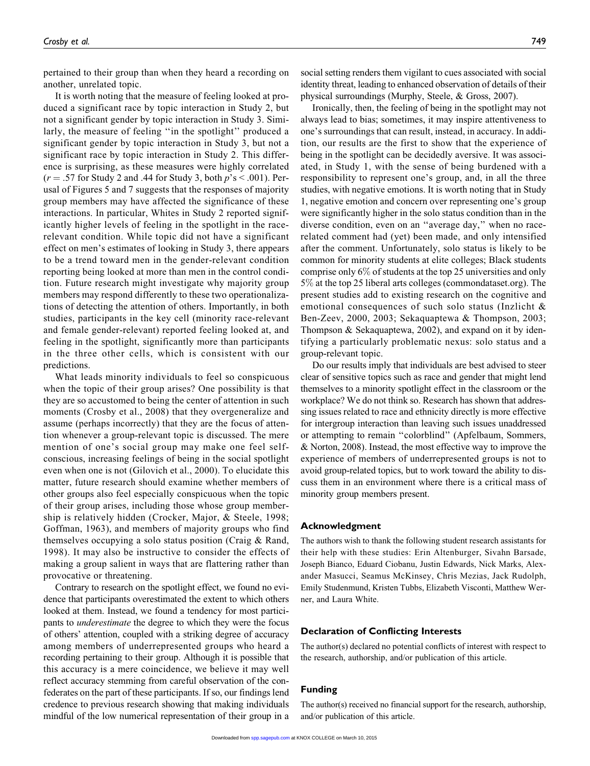pertained to their group than when they heard a recording on another, unrelated topic.

It is worth noting that the measure of feeling looked at produced a significant race by topic interaction in Study 2, but not a significant gender by topic interaction in Study 3. Similarly, the measure of feeling ''in the spotlight'' produced a significant gender by topic interaction in Study 3, but not a significant race by topic interaction in Study 2. This difference is surprising, as these measures were highly correlated ($r = .57$ for Study 2 and .44 for Study 3, both $p$'s $< .001$). Perusal of Figures 5 and 7 suggests that the responses of majority group members may have affected the significance of these interactions. In particular, Whites in Study 2 reported significantly higher levels of feeling in the spotlight in the race-relevant condition. While topic did not have a significant effect on men's estimates of looking in Study 3, there appears to be a trend toward men in the gender-relevant condition reporting being looked at more than men in the control condition. Future research might investigate why majority group members may respond differently to these two operationalizations of detecting the attention of others. Importantly, in both studies, participants in the key cell (minority race-relevant and female gender-relevant) reported feeling looked at, and feeling in the spotlight, significantly more than participants in the three other cells, which is consistent with our predictions.

What leads minority individuals to feel so conspicuous when the topic of their group arises? One possibility is that they are so accustomed to being the center of attention in such moments (Crosby et al., 2008) that they overgeneralize and assume (perhaps incorrectly) that they are the focus of attention whenever a group-relevant topic is discussed. The mere mention of one's social group may make one feel self-conscious, increasing feelings of being in the social spotlight even when one is not (Gilovich et al., 2000). To elucidate this matter, future research should examine whether members of other groups also feel especially conspicuous when the topic of their group arises, including those whose group membership is relatively hidden (Crocker, Major, & Steele, 1998; Goffman, 1963), and members of majority groups who find themselves occupying a solo status position (Craig & Rand, 1998). It may also be instructive to consider the effects of making a group salient in ways that are flattering rather than provocative or threatening.

Contrary to research on the spotlight effect, we found no evidence that participants overestimated the extent to which others looked at them. Instead, we found a tendency for most participants to *underestimate* the degree to which they were the focus of others' attention, coupled with a striking degree of accuracy among members of underrepresented groups who heard a recording pertaining to their group. Although it is possible that this accuracy is a mere coincidence, we believe it may well reflect accuracy stemming from careful observation of the confederates on the part of these participants. If so, our findings lend credence to previous research showing that making individuals mindful of the low numerical representation of their group in a social setting renders them vigilant to cues associated with social identity threat, leading to enhanced observation of details of their physical surroundings (Murphy, Steele, & Gross, 2007).

Ironically, then, the feeling of being in the spotlight may not always lead to bias; sometimes, it may inspire attentiveness to one's surroundings that can result, instead, in accuracy. In addition, our results are the first to show that the experience of being in the spotlight can be decidedly aversive. It was associated, in Study 1, with the sense of being burdened with a responsibility to represent one's group, and, in all the three studies, with negative emotions. It is worth noting that in Study 1, negative emotion and concern over representing one's group were significantly higher in the solo status condition than in the diverse condition, even on an ''average day,'' when no race-related comment had (yet) been made, and only intensified after the comment. Unfortunately, solo status is likely to be common for minority students at elite colleges; Black students comprise only 6% of students at the top 25 universities and only 5% at the top 25 liberal arts colleges (commondataset.org). The present studies add to existing research on the cognitive and emotional consequences of such solo status (Inzlicht & Ben-Zeev, 2000, 2003; Sekaquaptewa & Thompson, 2003; Thompson & Sekaquaptewa, 2002), and expand on it by identifying a particularly problematic nexus: solo status and a group-relevant topic.

Do our results imply that individuals are best advised to steer clear of sensitive topics such as race and gender that might lend themselves to a minority spotlight effect in the classroom or the workplace? We do not think so. Research has shown that addressing issues related to race and ethnicity directly is more effective for intergroup interaction than leaving such issues unaddressed or attempting to remain ''colorblind'' (Apfelbaum, Sommers, & Norton, 2008). Instead, the most effective way to improve the experience of members of underrepresented groups is not to avoid group-related topics, but to work toward the ability to discuss them in an environment where there is a critical mass of minority group members present.

## Acknowledgment

The authors wish to thank the following student research assistants for their help with these studies: Erin Altenburger, Sivahn Barsade, Joseph Bianco, Eduard Ciobanu, Justin Edwards, Nick Marks, Alexander Masucci, Seamus McKinsey, Chris Mezias, Jack Rudolph, Emily Studenmund, Kristen Tubbs, Elizabeth Visconti, Matthew Werner, and Laura White.

## Declaration of Conflicting Interests

The author(s) declared no potential conflicts of interest with respect to the research, authorship, and/or publication of this article.

## Funding

The author(s) received no financial support for the research, authorship, and/or publication of this article.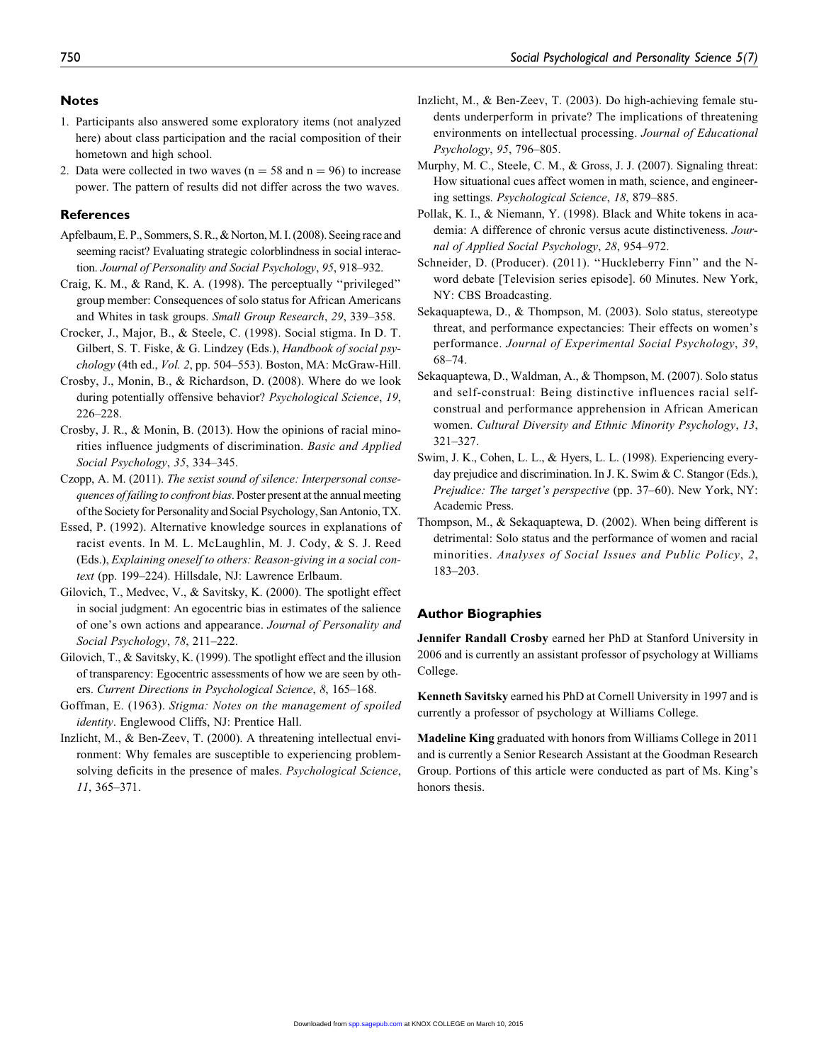## Notes

1. Participants also answered some exploratory items (not analyzed here) about class participation and the racial composition of their hometown and high school.
2. Data were collected in two waves (n = 58 and n = 96) to increase power. The pattern of results did not differ across the two waves.

## References

Apfelbaum, E. P., Sommers, S. R., & Norton, M. I. (2008). Seeing race and seeming racist? Evaluating strategic colorblindness in social interaction. *Journal of Personality and Social Psychology*, *95*, 918–932.

Craig, K. M., & Rand, K. A. (1998). The perceptually "privileged" group member: Consequences of solo status for African Americans and Whites in task groups. *Small Group Research*, *29*, 339–358.

Crocker, J., Major, B., & Steele, C. (1998). Social stigma. In D. T. Gilbert, S. T. Fiske, & G. Lindzey (Eds.), *Handbook of social psychology* (4th ed., *Vol. 2*, pp. 504–553). Boston, MA: McGraw-Hill.

Crosby, J., Monin, B., & Richardson, D. (2008). Where do we look during potentially offensive behavior? *Psychological Science*, *19*, 226–228.

Crosby, J. R., & Monin, B. (2013). How the opinions of racial minorities influence judgments of discrimination. *Basic and Applied Social Psychology*, *35*, 334–345.

Czopp, A. M. (2011). *The sexist sound of silence: Interpersonal consequences of failing to confront bias*. Poster present at the annual meeting of the Society for Personality and Social Psychology, San Antonio, TX.

Essed, P. (1992). Alternative knowledge sources in explanations of racist events. In M. L. McLaughlin, M. J. Cody, & S. J. Reed (Eds.), *Explaining oneself to others: Reason-giving in a social context* (pp. 199–224). Hillsdale, NJ: Lawrence Erlbaum.

Gilovich, T., Medvec, V., & Savitsky, K. (2000). The spotlight effect in social judgment: An egocentric bias in estimates of the salience of one's own actions and appearance. *Journal of Personality and Social Psychology*, *78*, 211–222.

Gilovich, T., & Savitsky, K. (1999). The spotlight effect and the illusion of transparency: Egocentric assessments of how we are seen by others. *Current Directions in Psychological Science*, *8*, 165–168.

Goffman, E. (1963). *Stigma: Notes on the management of spoiled identity*. Englewood Cliffs, NJ: Prentice Hall.

Inzlicht, M., & Ben-Zeev, T. (2000). A threatening intellectual environment: Why females are susceptible to experiencing problem-solving deficits in the presence of males. *Psychological Science*, *11*, 365–371.

Inzlicht, M., & Ben-Zeev, T. (2003). Do high-achieving female students underperform in private? The implications of threatening environments on intellectual processing. *Journal of Educational Psychology*, *95*, 796–805.

Murphy, M. C., Steele, C. M., & Gross, J. J. (2007). Signaling threat: How situational cues affect women in math, science, and engineering settings. *Psychological Science*, *18*, 879–885.

Pollak, K. I., & Niemann, Y. (1998). Black and White tokens in academia: A difference of chronic versus acute distinctiveness. *Journal of Applied Social Psychology*, *28*, 954–972.

Schneider, D. (Producer). (2011). "Huckleberry Finn" and the N-word debate [Television series episode]. 60 Minutes. New York, NY: CBS Broadcasting.

Sekaquaptewa, D., & Thompson, M. (2003). Solo status, stereotype threat, and performance expectancies: Their effects on women's performance. *Journal of Experimental Social Psychology*, *39*, 68–74.

Sekaquaptewa, D., Waldman, A., & Thompson, M. (2007). Solo status and self-construal: Being distinctive influences racial self-construal and performance apprehension in African American women. *Cultural Diversity and Ethnic Minority Psychology*, *13*, 321–327.

Swim, J. K., Cohen, L. L., & Hyers, L. L. (1998). Experiencing everyday prejudice and discrimination. In J. K. Swim & C. Stangor (Eds.), *Prejudice: The target's perspective* (pp. 37–60). New York, NY: Academic Press.

Thompson, M., & Sekaquaptewa, D. (2002). When being different is detrimental: Solo status and the performance of women and racial minorities. *Analyses of Social Issues and Public Policy*, *2*, 183–203.

## Author Biographies

**Jennifer Randall Crosby** earned her PhD at Stanford University in 2006 and is currently an assistant professor of psychology at Williams College.

**Kenneth Savitsky** earned his PhD at Cornell University in 1997 and is currently a professor of psychology at Williams College.

**Madeline King** graduated with honors from Williams College in 2011 and is currently a Senior Research Assistant at the Goodman Research Group. Portions of this article were conducted as part of Ms. King's honors thesis.